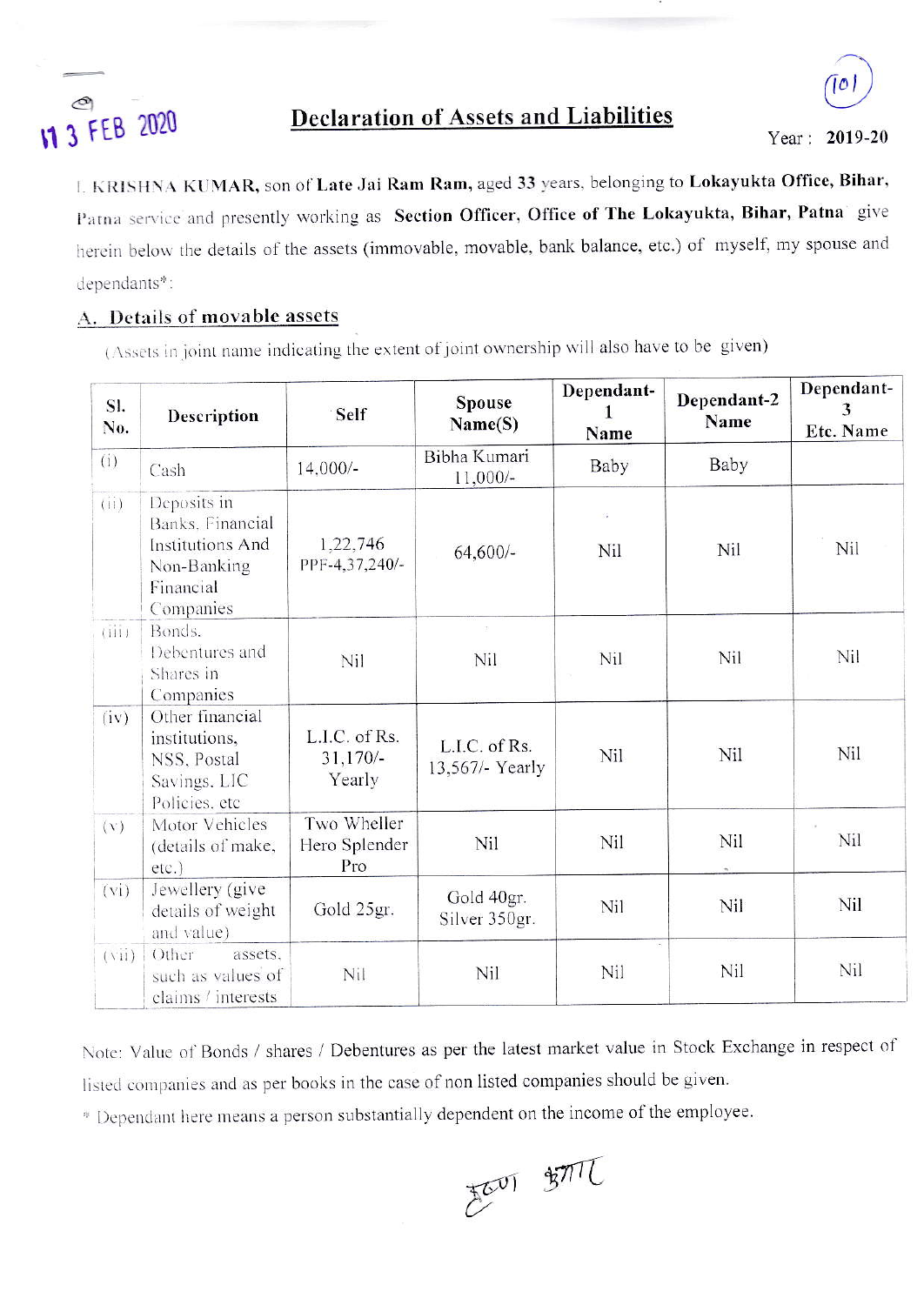13 FEB 2020

## Declaration of Assets and Liabilities

Year : **2019-20**

I, **KRISHNA KUMAR,** son of **Late Jai Ram Ram,** aged **33** years, belonging to **Lokayukta Office, Bihar,** Patna service and presently working as **Section Officer, Office of The Lokayukta, Bihar, Patna** give herein below the details of the assets (immovable, movable, bank balance, etc.) of myself, my spouse and dependants*:

### A. Details of movable assets

(Assets in joint name indicating the extent of joint ownership will also have to be given)

| Sl. No. | Description | Self | Spouse Name(S) | Dependant-1 Name | Dependant-2 Name | Dependant-3 Etc. Name |
|---|---|---|---|---|---|---|
| (i) | Cash | 14,000/- | Bibha Kumari 11,000/- | Baby | Baby | |
| (ii) | Deposits in Banks, Financial Institutions And Non-Banking Financial Companies | 1,22,746 PPF-4,37,240/- | 64,600/- | Nil | Nil | Nil |
| (iii) | Bonds, Debentures and Shares in Companies | Nil | Nil | Nil | Nil | Nil |
| (iv) | Other financial institutions, NSS, Postal Savings, LIC Policies, etc | L.I.C. of Rs. 31,170/- Yearly | L.I.C. of Rs. 13,567/- Yearly | Nil | Nil | Nil |
| (v) | Motor Vehicles (details of make, etc.) | Two Wheller Hero Splender Pro | Nil | Nil | Nil | Nil |
| (vi) | Jewellery (give details of weight and value) | Gold 25gr. | Gold 40gr. Silver 350gr. | Nil | Nil | Nil |
| (vii) | Other assets, such as values of claims / interests | Nil | Nil | Nil | Nil | Nil |

Note: Value of Bonds / shares / Debentures as per the latest market value in Stock Exchange in respect of listed companies and as per books in the case of non listed companies should be given.

* Dependant here means a person substantially dependent on the income of the employee.

कृष्ण कुमार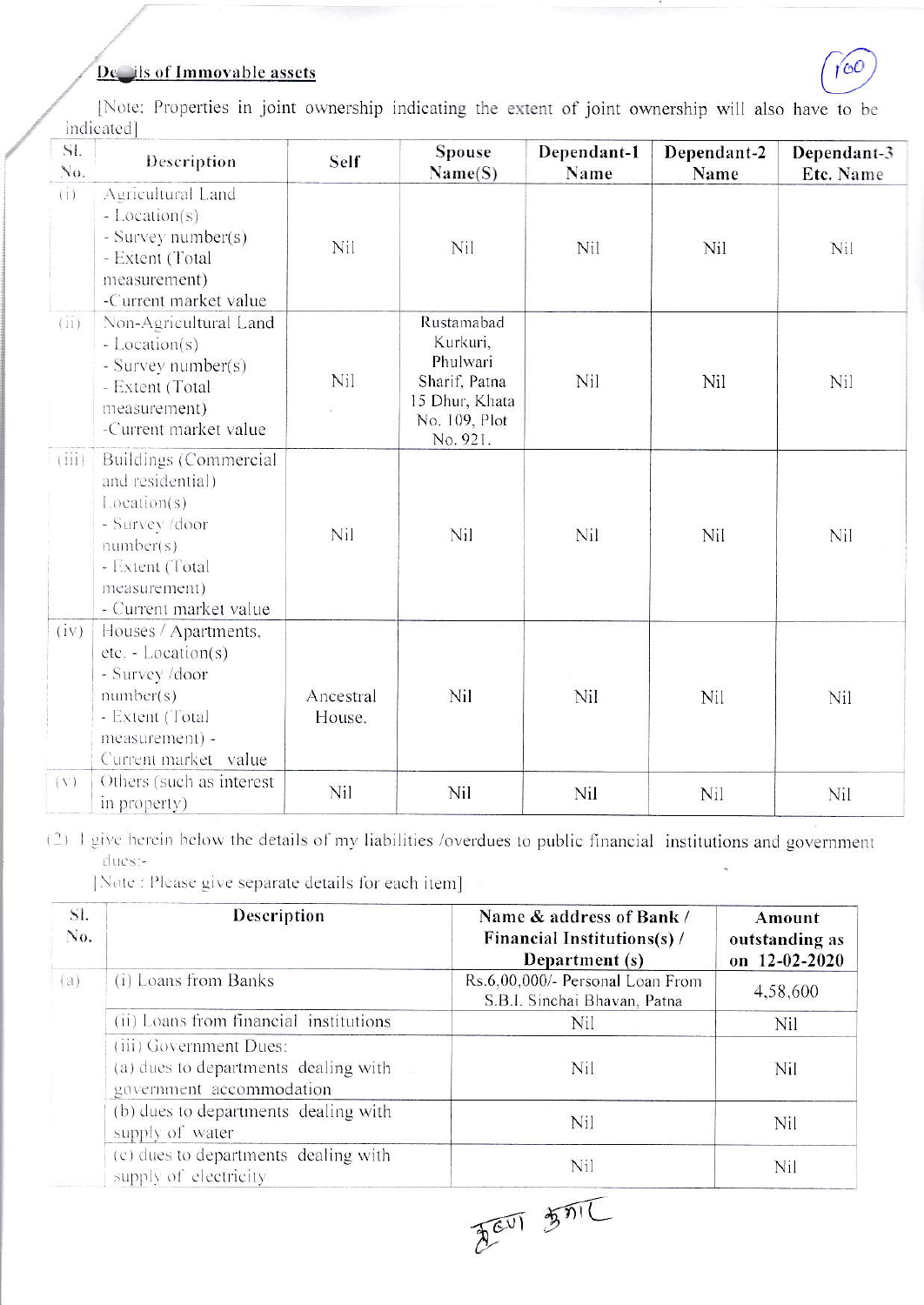## Details of Immovable assets

[Note: Properties in joint ownership indicating the extent of joint ownership will also have to be indicated]

| Sl. No. | Description | Self | Spouse Name(S) | Dependant-1 Name | Dependant-2 Name | Dependant-3 Etc. Name |
|---|---|---|---|---|---|---|
| (i) | Agricultural Land - Location(s) - Survey number(s) - Extent (Total measurement) -Current market value | Nil | Nil | Nil | Nil | Nil |
| (ii) | Non-Agricultural Land - Location(s) - Survey number(s) - Extent (Total measurement) -Current market value | Nil | Rustamabad Kurkuri, Phulwari Sharif, Patna 15 Dhur, Khata No. 109, Plot No. 921. | Nil | Nil | Nil |
| (iii) | Buildings (Commercial and residential) Location(s) - Survey /door number(s) - Extent (Total measurement) - Current market value | Nil | Nil | Nil | Nil | Nil |
| (iv) | Houses / Apartments, etc. - Location(s) - Survey /door number(s) - Extent (Total measurement) - Current market value | Ancestral House. | Nil | Nil | Nil | Nil |
| (v) | Others (such as interest in property) | Nil | Nil | Nil | Nil | Nil |

(2) I give herein below the details of my liabilities /overdues to public financial institutions and government dues:-

[Note : Please give separate details for each item]

| Sl. No. | Description | Name & address of Bank / Financial Institutions(s) / Department (s) | Amount outstanding as on 12-02-2020 |
|---|---|---|---|
| (a) | (i) Loans from Banks | Rs.6,00,000/- Personal Loan From S.B.I. Sinchai Bhavan, Patna | 4,58,600 |
| | (ii) Loans from financial institutions | Nil | Nil |
| | (iii) Government Dues: (a) dues to departments dealing with government accommodation | Nil | Nil |
| | (b) dues to departments dealing with supply of water | Nil | Nil |
| | (c) dues to departments dealing with supply of electricity | Nil | Nil |

कृष्ण कुमार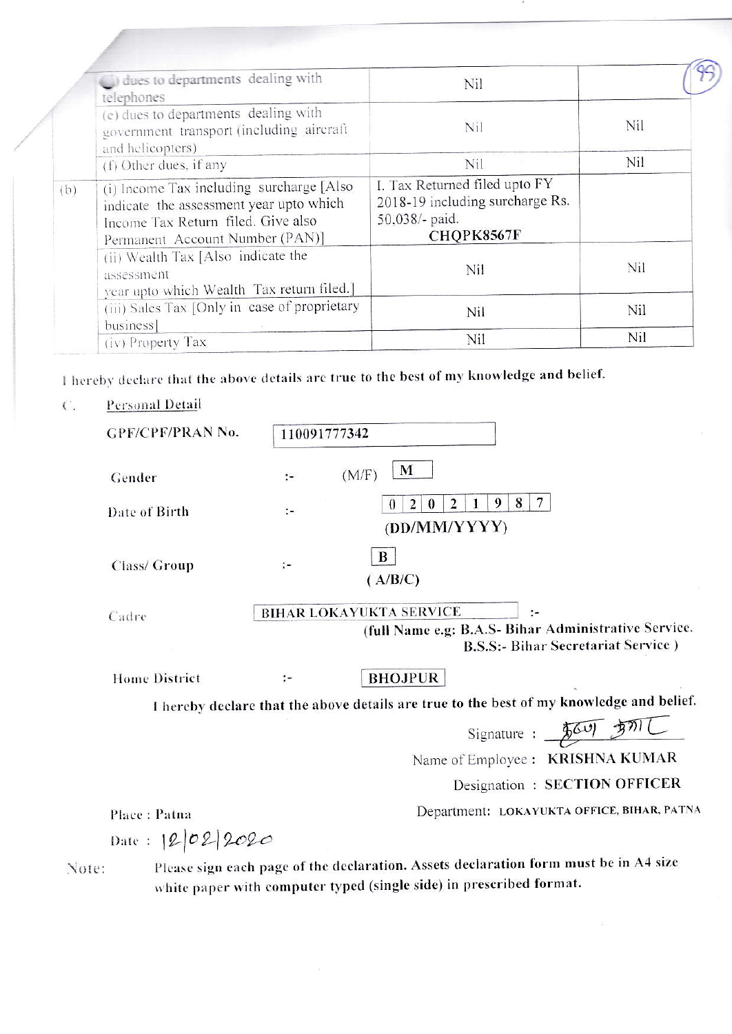| | | | |
|---|---|---|---|
| | (d) dues to departments dealing with telephones | Nil | |
| | (e) dues to departments dealing with government transport (including aircraft and helicopters) | Nil | Nil |
| | (f) Other dues, if any | Nil | Nil |
| (b) | (i) Income Tax including surcharge [Also indicate the assessment year upto which Income Tax Return filed. Give also Permanent Account Number (PAN)] | I. Tax Returned filed upto FY 2018-19 including surcharge Rs. 50,038/- paid. **CHQPK8567F** | |
| | (ii) Wealth Tax [Also indicate the assessment year upto which Wealth Tax return filed.] | Nil | Nil |
| | (iii) Sales Tax [Only in case of proprietary business] | Nil | Nil |
| | (iv) Property Tax | Nil | Nil |

I hereby declare that the above details are true to the best of my knowledge and belief.

C. Personal Detail

**GPF/CPF/PRAN No.** 110091777342

**Gender** :- (M/F) **M**

**Date of Birth** :- 0 2 0 2 1 9 8 7 **(DD/MM/YYYY)**

**Class/ Group** :- **B** **( A/B/C)**

**Cadre** BIHAR LOKAYUKTA SERVICE :- **(full Name e.g: B.A.S- Bihar Administrative Service. B.S.S:- Bihar Secretariat Service )**

**Home District** :- **BHOJPUR**

**I hereby declare that the above details are true to the best of my knowledge and belief.**

Signature : कृष्ण कुमार

Name of Employee : **KRISHNA KUMAR**

Designation : **SECTION OFFICER**

Department: **LOKAYUKTA OFFICE, BIHAR, PATNA**

Place : Patna

Date : 12/02/2020

Note: **Please sign each page of the declaration. Assets declaration form must be in A4 size white paper with computer typed (single side) in prescribed format.**